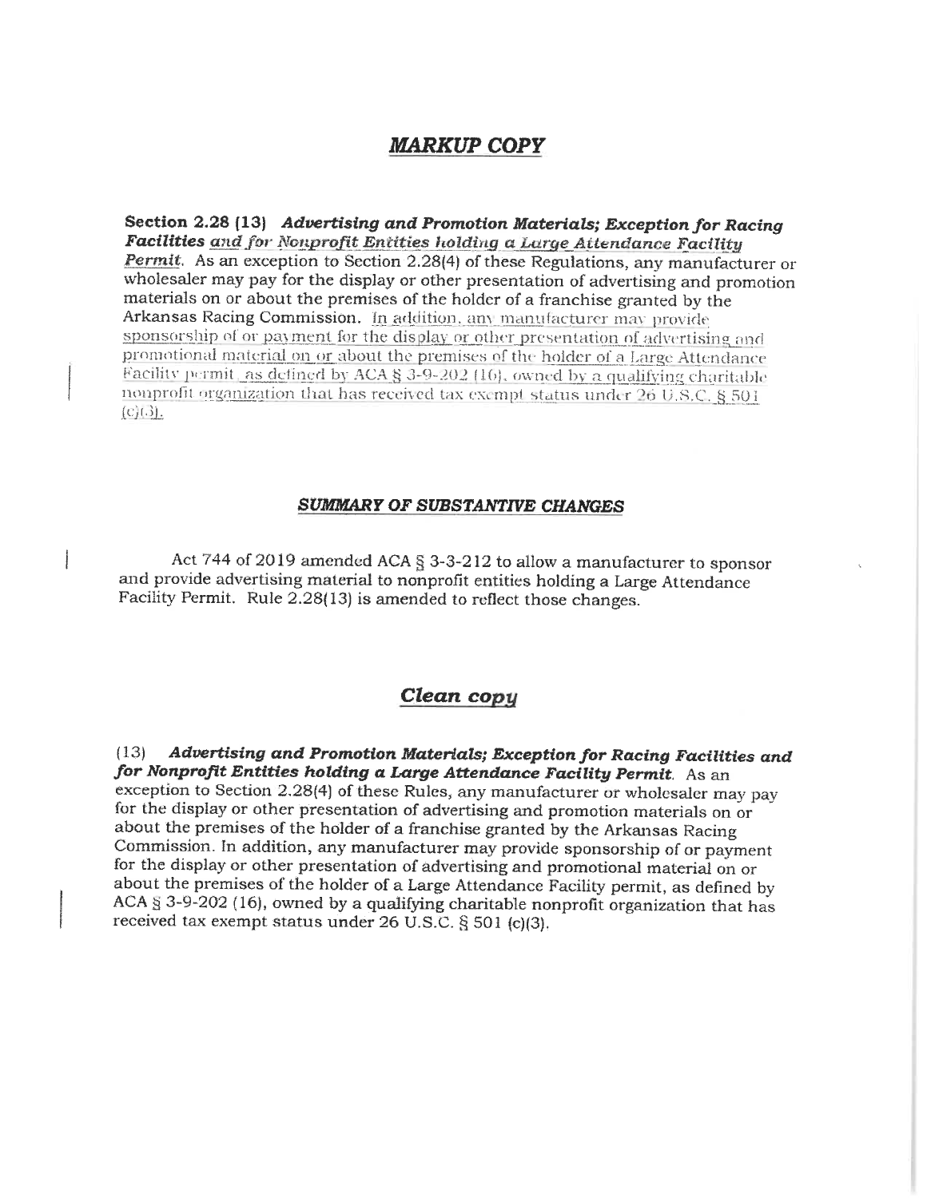## *MARKUP COPY*

**Section 2.28 (13)** ***Advertising and Promotion Materials; Exception for Racing Facilities <u>and for Nonprofit Entities holding a Large Attendance Facility Permit</u>***. As an exception to Section 2.28(4) of these Regulations, any manufacturer or wholesaler may pay for the display or other presentation of advertising and promotion materials on or about the premises of the holder of a franchise granted by the Arkansas Racing Commission. <u>In addition, any manufacturer may provide sponsorship of or payment for the display or other presentation of advertising and promotional material on or about the premises of the holder of a Large Attendance Facility permit, as defined by ACA § 3-9-202 (16), owned by a qualifying charitable nonprofit organization that has received tax exempt status under 26 U.S.C. § 501 (c)(3).</u>

### *SUMMARY OF SUBSTANTIVE CHANGES*

Act 744 of 2019 amended ACA § 3-3-212 to allow a manufacturer to sponsor and provide advertising material to nonprofit entities holding a Large Attendance Facility Permit. Rule 2.28(13) is amended to reflect those changes.

## *Clean copy*

(13) ***Advertising and Promotion Materials; Exception for Racing Facilities and for Nonprofit Entities holding a Large Attendance Facility Permit***. As an exception to Section 2.28(4) of these Rules, any manufacturer or wholesaler may pay for the display or other presentation of advertising and promotion materials on or about the premises of the holder of a franchise granted by the Arkansas Racing Commission. In addition, any manufacturer may provide sponsorship of or payment for the display or other presentation of advertising and promotional material on or about the premises of the holder of a Large Attendance Facility permit, as defined by ACA § 3-9-202 (16), owned by a qualifying charitable nonprofit organization that has received tax exempt status under 26 U.S.C. § 501 (c)(3).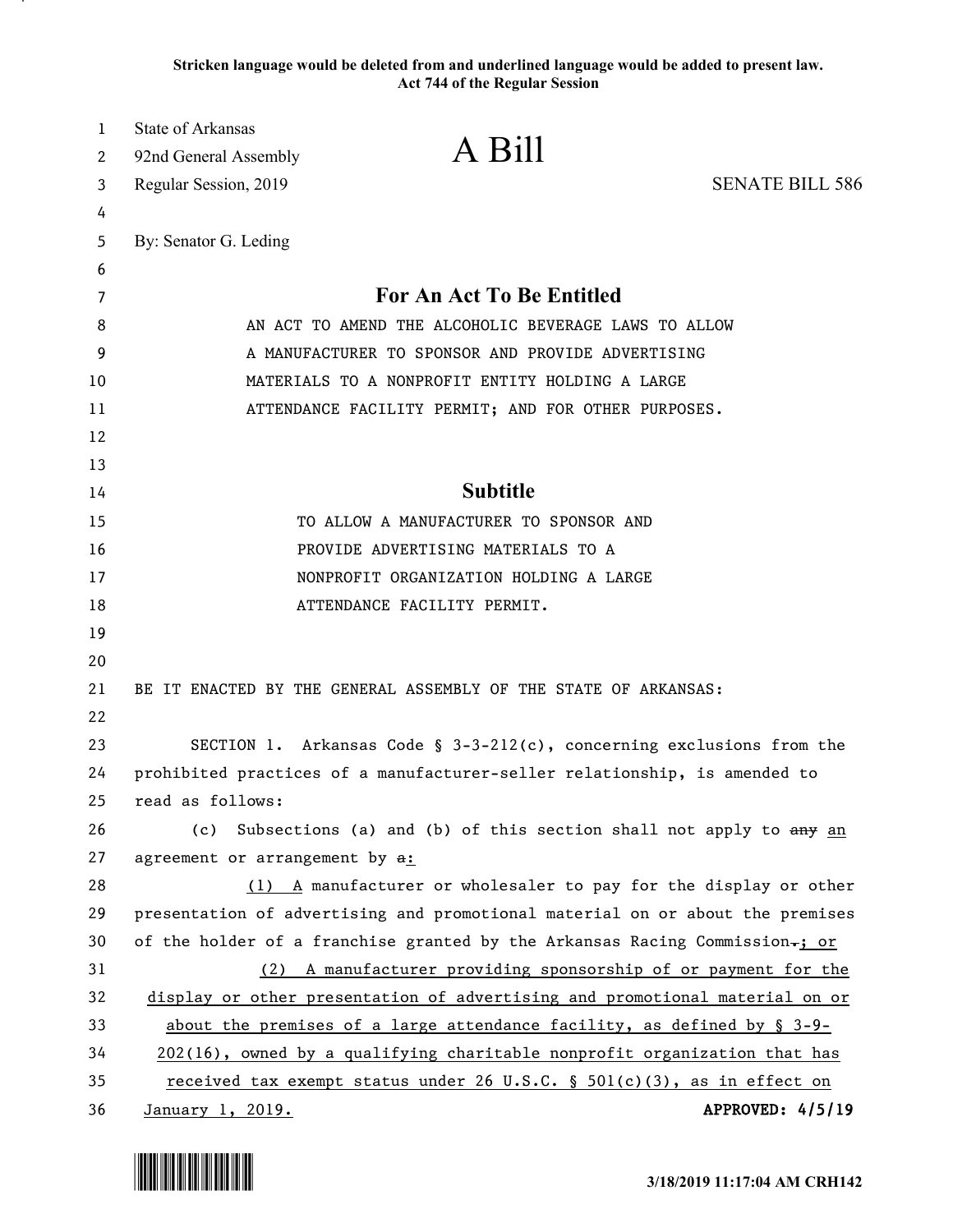**Stricken language would be deleted from and underlined language would be added to present law.**
**Act 744 of the Regular Session**

State of Arkansas
92nd General Assembly
Regular Session, 2019

# A Bill

SENATE BILL 586

By: Senator G. Leding

## For An Act To Be Entitled

AN ACT TO AMEND THE ALCOHOLIC BEVERAGE LAWS TO ALLOW A MANUFACTURER TO SPONSOR AND PROVIDE ADVERTISING MATERIALS TO A NONPROFIT ENTITY HOLDING A LARGE ATTENDANCE FACILITY PERMIT; AND FOR OTHER PURPOSES.

## Subtitle

TO ALLOW A MANUFACTURER TO SPONSOR AND PROVIDE ADVERTISING MATERIALS TO A NONPROFIT ORGANIZATION HOLDING A LARGE ATTENDANCE FACILITY PERMIT.

BE IT ENACTED BY THE GENERAL ASSEMBLY OF THE STATE OF ARKANSAS:

SECTION 1. Arkansas Code § 3-3-212(c), concerning exclusions from the prohibited practices of a manufacturer-seller relationship, is amended to read as follows:

(c) Subsections (a) and (b) of this section shall not apply to ~~any~~ an agreement or arrangement by ~~a~~:

(1) A manufacturer or wholesaler to pay for the display or other presentation of advertising and promotional material on or about the premises of the holder of a franchise granted by the Arkansas Racing Commission~~.~~; or

(2) A manufacturer providing sponsorship of or payment for the display or other presentation of advertising and promotional material on or about the premises of a large attendance facility, as defined by § 3-9-202(16), owned by a qualifying charitable nonprofit organization that has received tax exempt status under 26 U.S.C. § 501(c)(3), as in effect on January 1, 2019.

**APPROVED: 4/5/19**

3/18/2019 11:17:04 AM CRH142